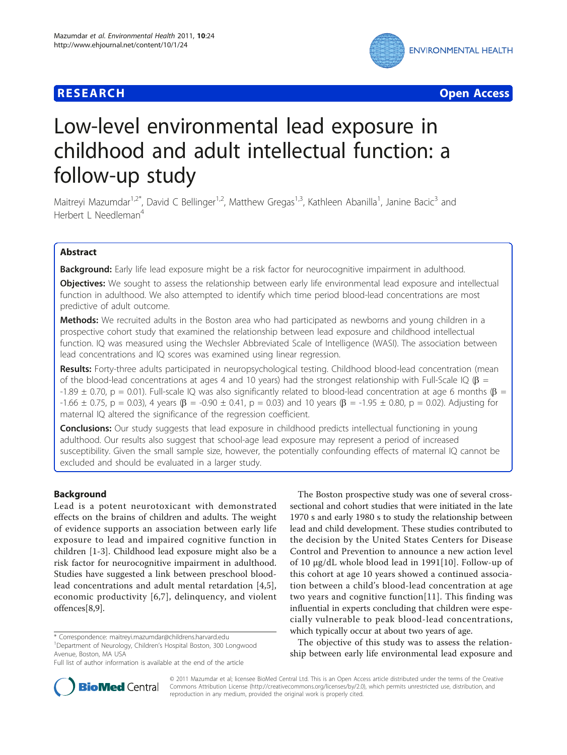**RESEARCH** **Open Access**

# Low-level environmental lead exposure in childhood and adult intellectual function: a follow-up study

Maitreyi Mazumdar[1,2*], David C Bellinger[1,2], Matthew Gregas[1,3], Kathleen Abanilla[1], Janine Bacic[3] and Herbert L Needleman[4]

## Abstract

**Background:** Early life lead exposure might be a risk factor for neurocognitive impairment in adulthood.

**Objectives:** We sought to assess the relationship between early life environmental lead exposure and intellectual function in adulthood. We also attempted to identify which time period blood-lead concentrations are most predictive of adult outcome.

**Methods:** We recruited adults in the Boston area who had participated as newborns and young children in a prospective cohort study that examined the relationship between lead exposure and childhood intellectual function. IQ was measured using the Wechsler Abbreviated Scale of Intelligence (WASI). The association between lead concentrations and IQ scores was examined using linear regression.

**Results:** Forty-three adults participated in neuropsychological testing. Childhood blood-lead concentration (mean of the blood-lead concentrations at ages 4 and 10 years) had the strongest relationship with Full-Scale IQ ($\beta = -1.89 \pm 0.70$, $p = 0.01$). Full-scale IQ was also significantly related to blood-lead concentration at age 6 months ($\beta = -1.66 \pm 0.75$, $p = 0.03$), 4 years ($\beta = -0.90 \pm 0.41$, $p = 0.03$) and 10 years ($\beta = -1.95 \pm 0.80$, $p = 0.02$). Adjusting for maternal IQ altered the significance of the regression coefficient.

**Conclusions:** Our study suggests that lead exposure in childhood predicts intellectual functioning in young adulthood. Our results also suggest that school-age lead exposure may represent a period of increased susceptibility. Given the small sample size, however, the potentially confounding effects of maternal IQ cannot be excluded and should be evaluated in a larger study.

## Background

Lead is a potent neurotoxicant with demonstrated effects on the brains of children and adults. The weight of evidence supports an association between early life exposure to lead and impaired cognitive function in children [1-3]. Childhood lead exposure might also be a risk factor for neurocognitive impairment in adulthood. Studies have suggested a link between preschool blood-lead concentrations and adult mental retardation [4,5], economic productivity [6,7], delinquency, and violent offences[8,9].

The Boston prospective study was one of several cross-sectional and cohort studies that were initiated in the late 1970 s and early 1980 s to study the relationship between lead and child development. These studies contributed to the decision by the United States Centers for Disease Control and Prevention to announce a new action level of 10 μg/dL whole blood lead in 1991[10]. Follow-up of this cohort at age 10 years showed a continued association between a child's blood-lead concentration at age two years and cognitive function[11]. This finding was influential in experts concluding that children were especially vulnerable to peak blood-lead concentrations, which typically occur at about two years of age.

The objective of this study was to assess the relationship between early life environmental lead exposure and

* Correspondence: maitreyi.mazumdar@childrens.harvard.edu
[1]Department of Neurology, Children's Hospital Boston, 300 Longwood Avenue, Boston, MA USA
Full list of author information is available at the end of the article

© 2011 Mazumdar et al; licensee BioMed Central Ltd. This is an Open Access article distributed under the terms of the Creative Commons Attribution License (http://creativecommons.org/licenses/by/2.0), which permits unrestricted use, distribution, and reproduction in any medium, provided the original work is properly cited.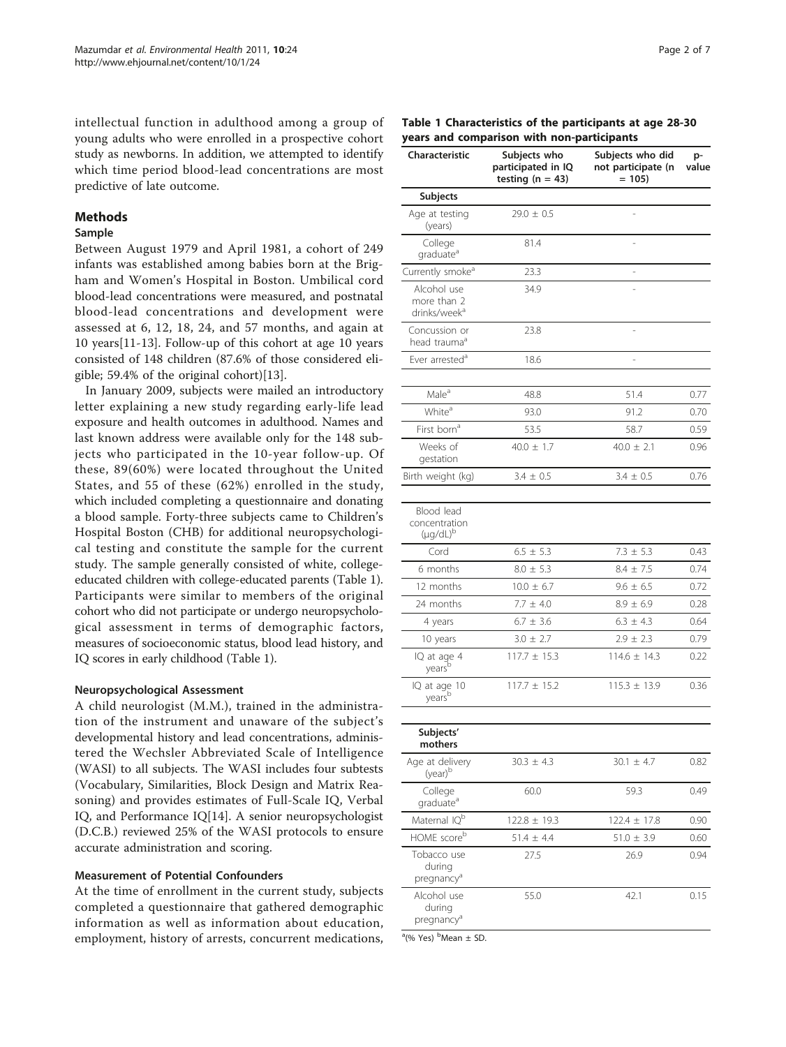intellectual function in adulthood among a group of young adults who were enrolled in a prospective cohort study as newborns. In addition, we attempted to identify which time period blood-lead concentrations are most predictive of late outcome.

## Methods

### Sample

Between August 1979 and April 1981, a cohort of 249 infants was established among babies born at the Brigham and Women's Hospital in Boston. Umbilical cord blood-lead concentrations were measured, and postnatal blood-lead concentrations and development were assessed at 6, 12, 18, 24, and 57 months, and again at 10 years[11-13]. Follow-up of this cohort at age 10 years consisted of 148 children (87.6% of those considered eligible; 59.4% of the original cohort)[13].

In January 2009, subjects were mailed an introductory letter explaining a new study regarding early-life lead exposure and health outcomes in adulthood. Names and last known address were available only for the 148 subjects who participated in the 10-year follow-up. Of these, 89(60%) were located throughout the United States, and 55 of these (62%) enrolled in the study, which included completing a questionnaire and donating a blood sample. Forty-three subjects came to Children's Hospital Boston (CHB) for additional neuropsychological testing and constitute the sample for the current study. The sample generally consisted of white, college-educated children with college-educated parents (Table 1). Participants were similar to members of the original cohort who did not participate or undergo neuropsychological assessment in terms of demographic factors, measures of socioeconomic status, blood lead history, and IQ scores in early childhood (Table 1).

### Neuropsychological Assessment

A child neurologist (M.M.), trained in the administration of the instrument and unaware of the subject's developmental history and lead concentrations, administered the Wechsler Abbreviated Scale of Intelligence (WASI) to all subjects. The WASI includes four subtests (Vocabulary, Similarities, Block Design and Matrix Reasoning) and provides estimates of Full-Scale IQ, Verbal IQ, and Performance IQ[14]. A senior neuropsychologist (D.C.B.) reviewed 25% of the WASI protocols to ensure accurate administration and scoring.

### Measurement of Potential Confounders

At the time of enrollment in the current study, subjects completed a questionnaire that gathered demographic information as well as information about education, employment, history of arrests, concurrent medications,

**Table 1 Characteristics of the participants at age 28-30 years and comparison with non-participants**

| Characteristic | Subjects who participated in IQ testing (n = 43) | Subjects who did not participate (n = 105) | p-value |
|---|---|---|---|
| **Subjects** | | | |
| Age at testing (years) | 29.0 ± 0.5 | - | |
| College graduate[a] | 81.4 | - | |
| Currently smoke[a] | 23.3 | - | |
| Alcohol use more than 2 drinks/week[a] | 34.9 | - | |
| Concussion or head trauma[a] | 23.8 | - | |
| Ever arrested[a] | 18.6 | - | |
| Male[a] | 48.8 | 51.4 | 0.77 |
| White[a] | 93.0 | 91.2 | 0.70 |
| First born[a] | 53.5 | 58.7 | 0.59 |
| Weeks of gestation | 40.0 ± 1.7 | 40.0 ± 2.1 | 0.96 |
| Birth weight (kg) | 3.4 ± 0.5 | 3.4 ± 0.5 | 0.76 |
| Blood lead concentration (μg/dL)[b] | | | |
| Cord | 6.5 ± 5.3 | 7.3 ± 5.3 | 0.43 |
| 6 months | 8.0 ± 5.3 | 8.4 ± 7.5 | 0.74 |
| 12 months | 10.0 ± 6.7 | 9.6 ± 6.5 | 0.72 |
| 24 months | 7.7 ± 4.0 | 8.9 ± 6.9 | 0.28 |
| 4 years | 6.7 ± 3.6 | 6.3 ± 4.3 | 0.64 |
| 10 years | 3.0 ± 2.7 | 2.9 ± 2.3 | 0.79 |
| IQ at age 4 years[b] | 117.7 ± 15.3 | 114.6 ± 14.3 | 0.22 |
| IQ at age 10 years[b] | 117.7 ± 15.2 | 115.3 ± 13.9 | 0.36 |
| **Subjects' mothers** | | | |
| Age at delivery (year)[b] | 30.3 ± 4.3 | 30.1 ± 4.7 | 0.82 |
| College graduate[a] | 60.0 | 59.3 | 0.49 |
| Maternal IQ[b] | 122.8 ± 19.3 | 122.4 ± 17.8 | 0.90 |
| HOME score[b] | 51.4 ± 4.4 | 51.0 ± 3.9 | 0.60 |
| Tobacco use during pregnancy[a] | 27.5 | 26.9 | 0.94 |
| Alcohol use during pregnancy[a] | 55.0 | 42.1 | 0.15 |

[a](% Yes) [b]Mean ± SD.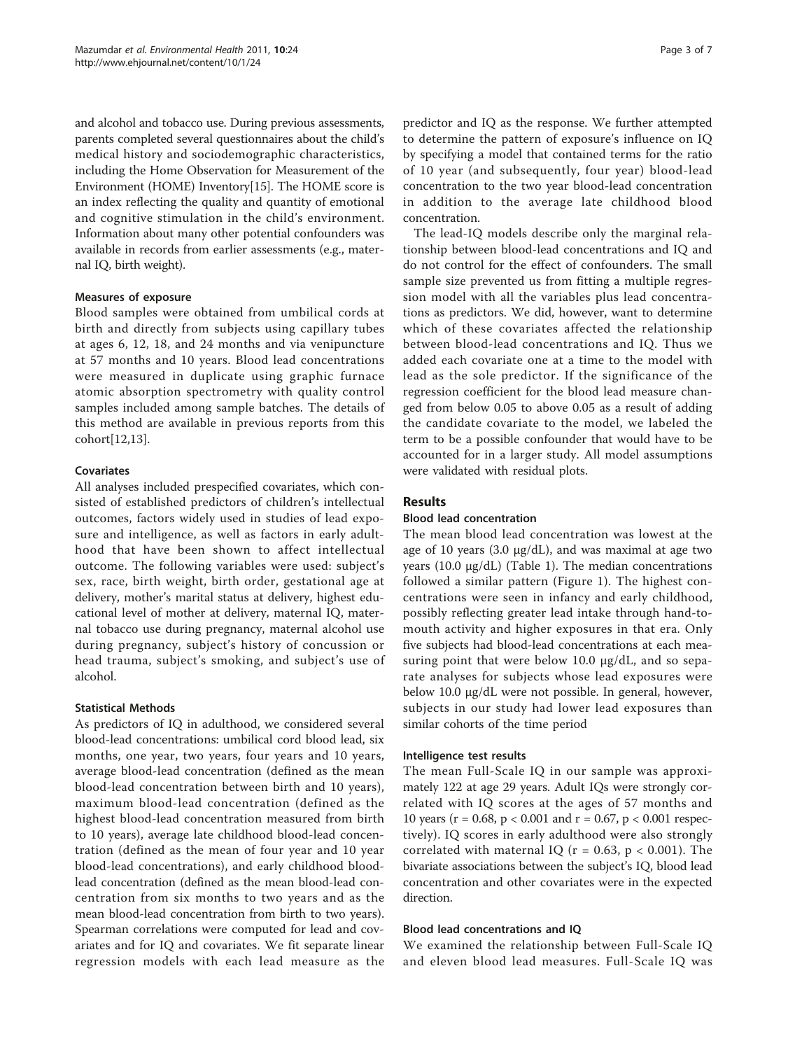and alcohol and tobacco use. During previous assessments, parents completed several questionnaires about the child's medical history and sociodemographic characteristics, including the Home Observation for Measurement of the Environment (HOME) Inventory[15]. The HOME score is an index reflecting the quality and quantity of emotional and cognitive stimulation in the child's environment. Information about many other potential confounders was available in records from earlier assessments (e.g., maternal IQ, birth weight).

### Measures of exposure

Blood samples were obtained from umbilical cords at birth and directly from subjects using capillary tubes at ages 6, 12, 18, and 24 months and via venipuncture at 57 months and 10 years. Blood lead concentrations were measured in duplicate using graphic furnace atomic absorption spectrometry with quality control samples included among sample batches. The details of this method are available in previous reports from this cohort[12,13].

### Covariates

All analyses included prespecified covariates, which consisted of established predictors of children's intellectual outcomes, factors widely used in studies of lead exposure and intelligence, as well as factors in early adulthood that have been shown to affect intellectual outcome. The following variables were used: subject's sex, race, birth weight, birth order, gestational age at delivery, mother's marital status at delivery, highest educational level of mother at delivery, maternal IQ, maternal tobacco use during pregnancy, maternal alcohol use during pregnancy, subject's history of concussion or head trauma, subject's smoking, and subject's use of alcohol.

### Statistical Methods

As predictors of IQ in adulthood, we considered several blood-lead concentrations: umbilical cord blood lead, six months, one year, two years, four years and 10 years, average blood-lead concentration (defined as the mean blood-lead concentration between birth and 10 years), maximum blood-lead concentration (defined as the highest blood-lead concentration measured from birth to 10 years), average late childhood blood-lead concentration (defined as the mean of four year and 10 year blood-lead concentrations), and early childhood blood-lead concentration (defined as the mean blood-lead concentration from six months to two years and as the mean blood-lead concentration from birth to two years). Spearman correlations were computed for lead and covariates and for IQ and covariates. We fit separate linear regression models with each lead measure as the predictor and IQ as the response. We further attempted to determine the pattern of exposure's influence on IQ by specifying a model that contained terms for the ratio of 10 year (and subsequently, four year) blood-lead concentration to the two year blood-lead concentration in addition to the average late childhood blood concentration.

The lead-IQ models describe only the marginal relationship between blood-lead concentrations and IQ and do not control for the effect of confounders. The small sample size prevented us from fitting a multiple regression model with all the variables plus lead concentrations as predictors. We did, however, want to determine which of these covariates affected the relationship between blood-lead concentrations and IQ. Thus we added each covariate one at a time to the model with lead as the sole predictor. If the significance of the regression coefficient for the blood lead measure changed from below 0.05 to above 0.05 as a result of adding the candidate covariate to the model, we labeled the term to be a possible confounder that would have to be accounted for in a larger study. All model assumptions were validated with residual plots.

## Results

### Blood lead concentration

The mean blood lead concentration was lowest at the age of 10 years (3.0 μg/dL), and was maximal at age two years (10.0 μg/dL) (Table 1). The median concentrations followed a similar pattern (Figure 1). The highest concentrations were seen in infancy and early childhood, possibly reflecting greater lead intake through hand-to-mouth activity and higher exposures in that era. Only five subjects had blood-lead concentrations at each measuring point that were below 10.0 μg/dL, and so separate analyses for subjects whose lead exposures were below 10.0 μg/dL were not possible. In general, however, subjects in our study had lower lead exposures than similar cohorts of the time period

### Intelligence test results

The mean Full-Scale IQ in our sample was approximately 122 at age 29 years. Adult IQs were strongly correlated with IQ scores at the ages of 57 months and 10 years ($r = 0.68$, $p < 0.001$ and $r = 0.67$, $p < 0.001$ respectively). IQ scores in early adulthood were also strongly correlated with maternal IQ ($r = 0.63$, $p < 0.001$). The bivariate associations between the subject's IQ, blood lead concentration and other covariates were in the expected direction.

### Blood lead concentrations and IQ

We examined the relationship between Full-Scale IQ and eleven blood lead measures. Full-Scale IQ was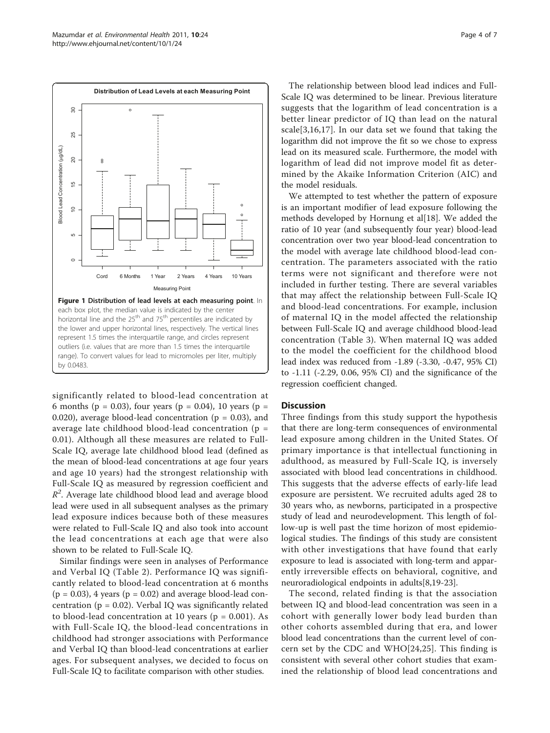**Figure 1 Distribution of lead levels at each measuring point**. In each box plot, the median value is indicated by the center horizontal line and the 25th and 75th percentiles are indicated by the lower and upper horizontal lines, respectively. The vertical lines represent 1.5 times the interquartile range, and circles represent outliers (i.e. values that are more than 1.5 times the interquartile range). To convert values for lead to micromoles per liter, multiply by 0.0483.

significantly related to blood-lead concentration at 6 months ($p = 0.03$), four years ($p = 0.04$), 10 years ($p = 0.020$), average blood-lead concentration ($p = 0.03$), and average late childhood blood-lead concentration ($p = 0.01$). Although all these measures are related to Full-Scale IQ, average late childhood blood lead (defined as the mean of blood-lead concentrations at age four years and age 10 years) had the strongest relationship with Full-Scale IQ as measured by regression coefficient and $R^2$. Average late childhood blood lead and average blood lead were used in all subsequent analyses as the primary lead exposure indices because both of these measures were related to Full-Scale IQ and also took into account the lead concentrations at each age that were also shown to be related to Full-Scale IQ.

Similar findings were seen in analyses of Performance and Verbal IQ (Table 2). Performance IQ was significantly related to blood-lead concentration at 6 months ($p = 0.03$), 4 years ($p = 0.02$) and average blood-lead concentration ($p = 0.02$). Verbal IQ was significantly related to blood-lead concentration at 10 years ($p = 0.001$). As with Full-Scale IQ, the blood-lead concentrations in childhood had stronger associations with Performance and Verbal IQ than blood-lead concentrations at earlier ages. For subsequent analyses, we decided to focus on Full-Scale IQ to facilitate comparison with other studies.

The relationship between blood lead indices and Full-Scale IQ was determined to be linear. Previous literature suggests that the logarithm of lead concentration is a better linear predictor of IQ than lead on the natural scale[3,16,17]. In our data set we found that taking the logarithm did not improve the fit so we chose to express lead on its measured scale. Furthermore, the model with logarithm of lead did not improve model fit as determined by the Akaike Information Criterion (AIC) and the model residuals.

We attempted to test whether the pattern of exposure is an important modifier of lead exposure following the methods developed by Hornung et al[18]. We added the ratio of 10 year (and subsequently four year) blood-lead concentration over two year blood-lead concentration to the model with average late childhood blood-lead concentration. The parameters associated with the ratio terms were not significant and therefore were not included in further testing. There are several variables that may affect the relationship between Full-Scale IQ and blood-lead concentrations. For example, inclusion of maternal IQ in the model affected the relationship between Full-Scale IQ and average childhood blood-lead concentration (Table 3). When maternal IQ was added to the model the coefficient for the childhood blood lead index was reduced from -1.89 (-3.30, -0.47, 95% CI) to -1.11 (-2.29, 0.06, 95% CI) and the significance of the regression coefficient changed.

## Discussion

Three findings from this study support the hypothesis that there are long-term consequences of environmental lead exposure among children in the United States. Of primary importance is that intellectual functioning in adulthood, as measured by Full-Scale IQ, is inversely associated with blood lead concentrations in childhood. This suggests that the adverse effects of early-life lead exposure are persistent. We recruited adults aged 28 to 30 years who, as newborns, participated in a prospective study of lead and neurodevelopment. This length of follow-up is well past the time horizon of most epidemiological studies. The findings of this study are consistent with other investigations that have found that early exposure to lead is associated with long-term and apparently irreversible effects on behavioral, cognitive, and neuroradiological endpoints in adults[8,19-23].

The second, related finding is that the association between IQ and blood-lead concentration was seen in a cohort with generally lower body lead burden than other cohorts assembled during that era, and lower blood lead concentrations than the current level of concern set by the CDC and WHO[24,25]. This finding is consistent with several other cohort studies that examined the relationship of blood lead concentrations and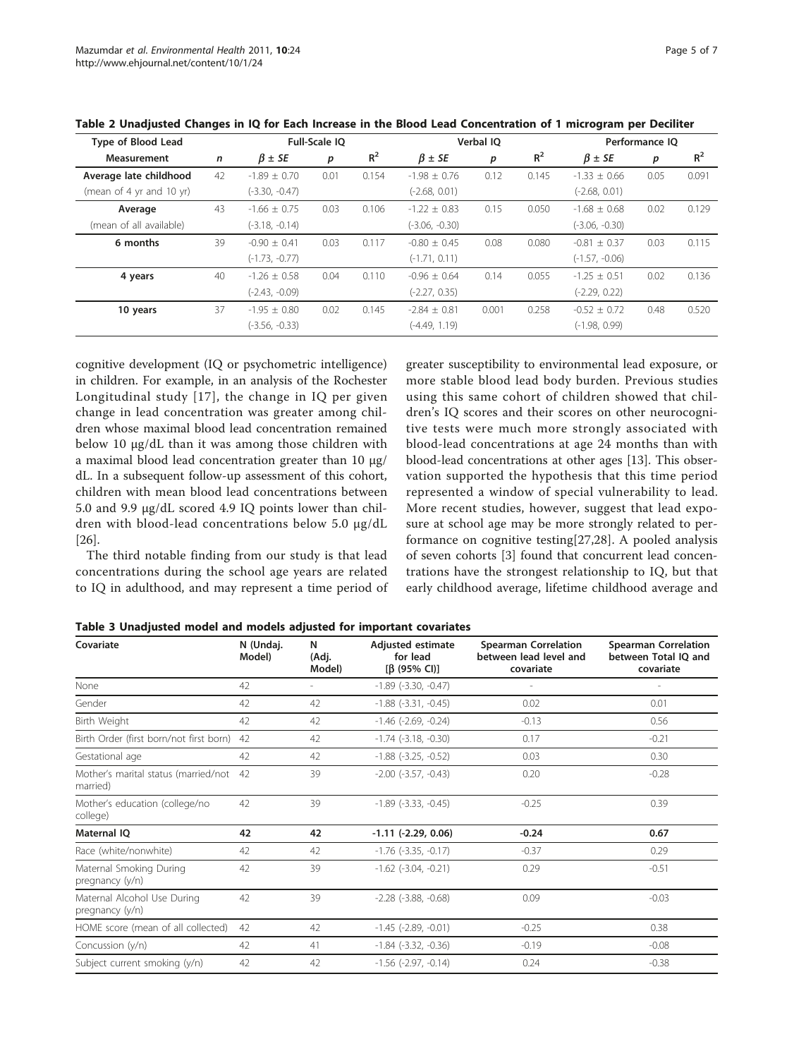**Table 2 Unadjusted Changes in IQ for Each Increase in the Blood Lead Concentration of 1 microgram per Deciliter**

| Type of Blood Lead |  | Full-Scale IQ |  |  | Verbal IQ |  |  | Performance IQ |  |  |
|---|---|---|---|---|---|---|---|---|---|---|
| Measurement | *n* | *β ± SE* | *p* | $R^2$ | *β ± SE* | *p* | $R^2$ | *β ± SE* | *p* | $R^2$ |
| **Average late childhood** (mean of 4 yr and 10 yr) | 42 | -1.89 ± 0.70 (-3.30, -0.47) | 0.01 | 0.154 | -1.98 ± 0.76 (-2.68, 0.01) | 0.12 | 0.145 | -1.33 ± 0.66 (-2.68, 0.01) | 0.05 | 0.091 |
| **Average** (mean of all available) | 43 | -1.66 ± 0.75 (-3.18, -0.14) | 0.03 | 0.106 | -1.22 ± 0.83 (-3.06, -0.30) | 0.15 | 0.050 | -1.68 ± 0.68 (-3.06, -0.30) | 0.02 | 0.129 |
| **6 months** | 39 | -0.90 ± 0.41 (-1.73, -0.77) | 0.03 | 0.117 | -0.80 ± 0.45 (-1.71, 0.11) | 0.08 | 0.080 | -0.81 ± 0.37 (-1.57, -0.06) | 0.03 | 0.115 |
| **4 years** | 40 | -1.26 ± 0.58 (-2.43, -0.09) | 0.04 | 0.110 | -0.96 ± 0.64 (-2.27, 0.35) | 0.14 | 0.055 | -1.25 ± 0.51 (-2.29, 0.22) | 0.02 | 0.136 |
| **10 years** | 37 | -1.95 ± 0.80 (-3.56, -0.33) | 0.02 | 0.145 | -2.84 ± 0.81 (-4.49, 1.19) | 0.001 | 0.258 | -0.52 ± 0.72 (-1.98, 0.99) | 0.48 | 0.520 |

cognitive development (IQ or psychometric intelligence) in children. For example, in an analysis of the Rochester Longitudinal study [17], the change in IQ per given change in lead concentration was greater among children whose maximal blood lead concentration remained below 10 μg/dL than it was among those children with a maximal blood lead concentration greater than 10 μg/dL. In a subsequent follow-up assessment of this cohort, children with mean blood lead concentrations between 5.0 and 9.9 μg/dL scored 4.9 IQ points lower than children with blood-lead concentrations below 5.0 μg/dL [26].

The third notable finding from our study is that lead concentrations during the school age years are related to IQ in adulthood, and may represent a time period of greater susceptibility to environmental lead exposure, or more stable blood lead body burden. Previous studies using this same cohort of children showed that children's IQ scores and their scores on other neurocognitive tests were much more strongly associated with blood-lead concentrations at age 24 months than with blood-lead concentrations at other ages [13]. This observation supported the hypothesis that this time period represented a window of special vulnerability to lead. More recent studies, however, suggest that lead exposure at school age may be more strongly related to performance on cognitive testing[27,28]. A pooled analysis of seven cohorts [3] found that concurrent lead concentrations have the strongest relationship to IQ, but that early childhood average, lifetime childhood average and

**Table 3 Unadjusted model and models adjusted for important covariates**

| Covariate | N (Undaj. Model) | N (Adj. Model) | Adjusted estimate for lead [β (95% CI)] | Spearman Correlation between lead level and covariate | Spearman Correlation between Total IQ and covariate |
|---|---|---|---|---|---|
| None | 42 | - | -1.89 (-3.30, -0.47) | - | - |
| Gender | 42 | 42 | -1.88 (-3.31, -0.45) | 0.02 | 0.01 |
| Birth Weight | 42 | 42 | -1.46 (-2.69, -0.24) | -0.13 | 0.56 |
| Birth Order (first born/not first born) | 42 | 42 | -1.74 (-3.18, -0.30) | 0.17 | -0.21 |
| Gestational age | 42 | 42 | -1.88 (-3.25, -0.52) | 0.03 | 0.30 |
| Mother's marital status (married/not married) | 42 | 39 | -2.00 (-3.57, -0.43) | 0.20 | -0.28 |
| Mother's education (college/no college) | 42 | 39 | -1.89 (-3.33, -0.45) | -0.25 | 0.39 |
| **Maternal IQ** | **42** | **42** | **-1.11 (-2.29, 0.06)** | **-0.24** | **0.67** |
| Race (white/nonwhite) | 42 | 42 | -1.76 (-3.35, -0.17) | -0.37 | 0.29 |
| Maternal Smoking During pregnancy (y/n) | 42 | 39 | -1.62 (-3.04, -0.21) | 0.29 | -0.51 |
| Maternal Alcohol Use During pregnancy (y/n) | 42 | 39 | -2.28 (-3.88, -0.68) | 0.09 | -0.03 |
| HOME score (mean of all collected) | 42 | 42 | -1.45 (-2.89, -0.01) | -0.25 | 0.38 |
| Concussion (y/n) | 42 | 41 | -1.84 (-3.32, -0.36) | -0.19 | -0.08 |
| Subject current smoking (y/n) | 42 | 42 | -1.56 (-2.97, -0.14) | 0.24 | -0.38 |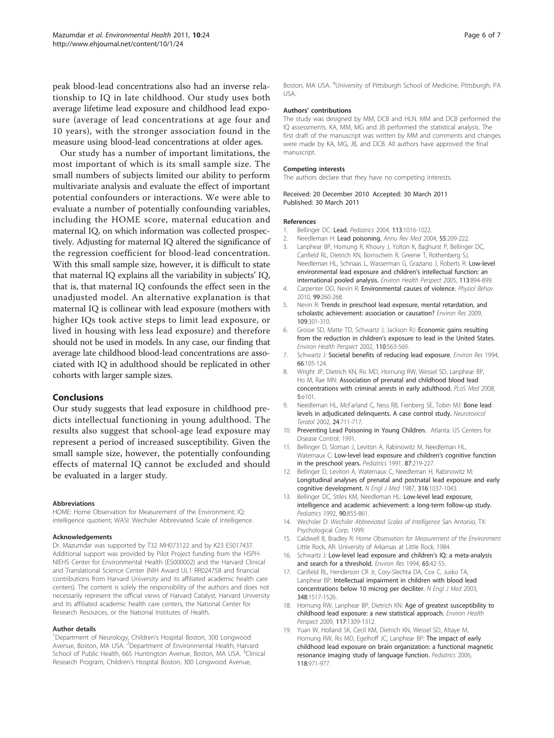peak blood-lead concentrations also had an inverse relationship to IQ in late childhood. Our study uses both average lifetime lead exposure and childhood lead exposure (average of lead concentrations at age four and 10 years), with the stronger association found in the measure using blood-lead concentrations at older ages.

Our study has a number of important limitations, the most important of which is its small sample size. The small numbers of subjects limited our ability to perform multivariate analysis and evaluate the effect of important potential confounders or interactions. We were able to evaluate a number of potentially confounding variables, including the HOME score, maternal education and maternal IQ, on which information was collected prospectively. Adjusting for maternal IQ altered the significance of the regression coefficient for blood-lead concentration. With this small sample size, however, it is difficult to state that maternal IQ explains all the variability in subjects' IQ, that is, that maternal IQ confounds the effect seen in the unadjusted model. An alternative explanation is that maternal IQ is collinear with lead exposure (mothers with higher IQs took active steps to limit lead exposure, or lived in housing with less lead exposure) and therefore should not be used in models. In any case, our finding that average late childhood blood-lead concentrations are associated with IQ in adulthood should be replicated in other cohorts with larger sample sizes.

## Conclusions

Our study suggests that lead exposure in childhood predicts intellectual functioning in young adulthood. The results also suggest that school-age lead exposure may represent a period of increased susceptibility. Given the small sample size, however, the potentially confounding effects of maternal IQ cannot be excluded and should be evaluated in a larger study.

#### Abbreviations

HOME: Home Observation for Measurement of the Environment; IQ: intelligence quotient; WASI: Wechsler Abbreviated Scale of Intelligence.

#### Acknowledgements

Dr. Mazumdar was supported by T32 MH073122 and by K23 ES017437. Additional support was provided by Pilot Project funding from the HSPH-NIEHS Center for Environmental Health (ES000002) and the Harvard Clinical and Translational Science Center (NIH Award UL1 RR024758 and financial contributions from Harvard University and its affiliated academic health care centers). The content is solely the responsibility of the authors and does not necessarily represent the official views of Harvard Catalyst, Harvard University and its affiliated academic health care centers, the National Center for Research Resources, or the National Institutes of Health.

#### Author details

[1]Department of Neurology, Children's Hospital Boston, 300 Longwood Avenue, Boston, MA USA. [2]Department of Environmental Health, Harvard School of Public Health, 665 Huntington Avenue, Boston, MA USA. [3]Clinical Research Program, Children's Hospital Boston, 300 Longwood Avenue, Boston, MA USA. [4]University of Pittsburgh School of Medicine, Pittsburgh, PA USA.

#### Authors' contributions

The study was designed by MM, DCB and HLN. MM and DCB performed the IQ assessments. KA, MM, MG and JB performed the statistical analysis. The first draft of the manuscript was written by MM and comments and changes were made by KA, MG, JB, and DCB. All authors have approved the final manuscript.

#### Competing interests

The authors declare that they have no competing interests.

Received: 20 December 2010 Accepted: 30 March 2011
Published: 30 March 2011

#### References

1. Bellinger DC: **Lead.** *Pediatrics* 2004, **113**:1016-1022.
2. Needleman H: **Lead poisoning.** *Annu Rev Med* 2004, **55**:209-222.
3. Lanphear BP, Hornung R, Khoury J, Yolton K, Baghurst P, Bellinger DC, Canfield RL, Dietrich KN, Bornschein R, Greene T, Rothenberg SJ, Needleman HL, Schnaas L, Wasserman G, Graziano J, Roberts R: **Low-level environmental lead exposure and children's intellectual function: an international pooled analysis.** *Environ Health Perspect* 2005, **113**:894-899.
4. Carpenter DO, Nevin R: **Environmental causes of violence.** *Physiol Behav* 2010, **99**:260-268.
5. Nevin R: **Trends in preschool lead exposure, mental retardation, and scholastic achievement: association or causation?** *Environ Res* 2009, **109**:301-310.
6. Grosse SD, Matte TD, Schwartz J, Jackson RJ: **Economic gains resulting from the reduction in children's exposure to lead in the United States.** *Environ Health Perspect* 2002, **110**:563-569.
7. Schwartz J: **Societal benefits of reducing lead exposure.** *Environ Res* 1994, **66**:105-124.
8. Wright JP, Dietrich KN, Ris MD, Hornung RW, Wessel SD, Lanphear BP, Ho M, Rae MN: **Association of prenatal and childhood blood lead concentrations with criminal arrests in early adulthood.** *PLoS Med* 2008, **5**:e101.
9. Needleman HL, McFarland C, Ness RB, Fienberg SE, Tobin MJ: **Bone lead levels in adjudicated delinquents. A case control study.** *Neurotoxicol Teratol* 2002, **24**:711-717.
10. **Preventing Lead Poisoning in Young Children.** Atlanta: US Centers for Disease Control; 1991.
11. Bellinger D, Sloman J, Leviton A, Rabinowitz M, Needleman HL, Waternaux C: **Low-level lead exposure and children's cognitive function in the preschool years.** *Pediatrics* 1991, **87**:219-227.
12. Bellinger D, Leviton A, Waternaux C, Needleman H, Rabinowitz M: **Longitudinal analyses of prenatal and postnatal lead exposure and early cognitive development.** *N Engl J Med* 1987, **316**:1037-1043.
13. Bellinger DC, Stiles KM, Needleman HL: **Low-level lead exposure, intelligence and academic achievement: a long-term follow-up study.** *Pediatrics* 1992, **90**:855-861.
14. Wechsler D: *Wechsler Abbreviated Scales of Intelligence* San Antonio, TX: Psychological Corp; 1999.
15. Caldwell B, Bradley R: *Home Observation for Measurement of the Environment* Little Rock, AR: University of Arkansas at Little Rock; 1984.
16. Schwartz J: **Low-level lead exposure and children's IQ: a meta-analysis and search for a threshold.** *Environ Res* 1994, **65**:42-55.
17. Canfield RL, Henderson CR Jr, Cory-Slechta DA, Cox C, Jusko TA, Lanphear BP: **Intellectual impairment in children with blood lead concentrations below 10 microg per deciliter.** *N Engl J Med* 2003, **348**:1517-1526.
18. Hornung RW, Lanphear BP, Dietrich KN: **Age of greatest susceptibility to childhood lead exposure: a new statistical approach.** *Environ Health Perspect* 2009, **117**:1309-1312.
19. Yuan W, Holland SK, Cecil KM, Dietrich KN, Wessel SD, Altaye M, Hornung RW, Ris MD, Egelhoff JC, Lanphear BP: **The impact of early childhood lead exposure on brain organization: a functional magnetic resonance imaging study of language function.** *Pediatrics* 2006, **118**:971-977.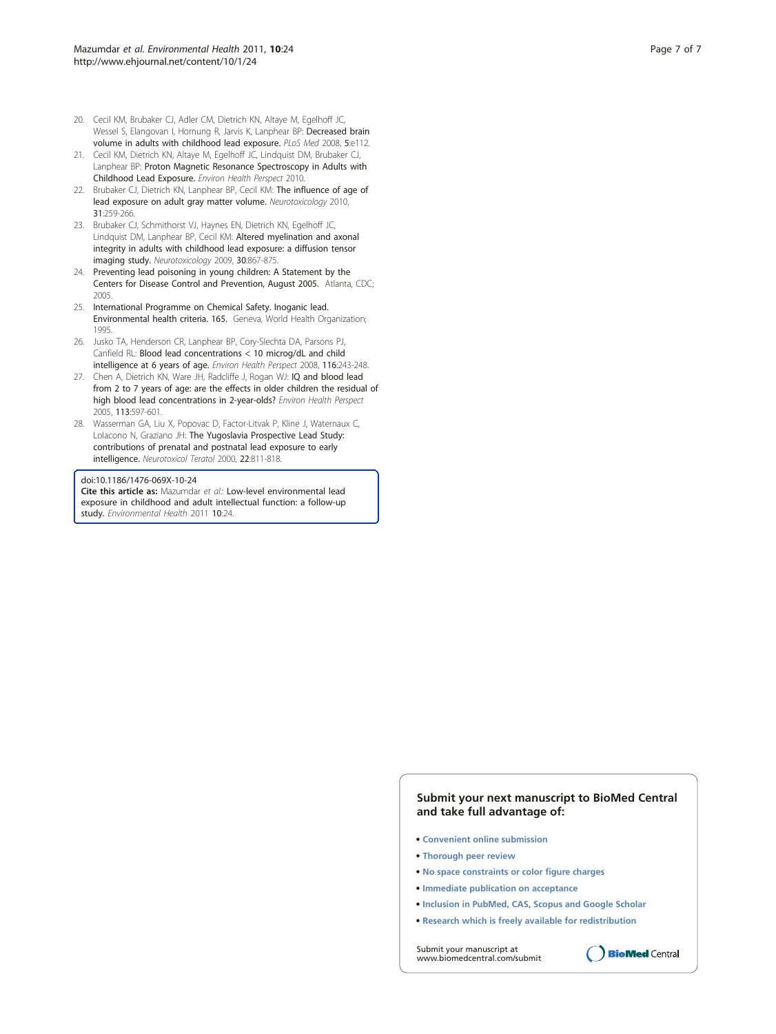20. Cecil KM, Brubaker CJ, Adler CM, Dietrich KN, Altaye M, Egelhoff JC, Wessel S, Elangovan I, Hornung R, Jarvis K, Lanphear BP: **Decreased brain volume in adults with childhood lead exposure.** *PLoS Med* 2008, **5**:e112.
21. Cecil KM, Dietrich KN, Altaye M, Egelhoff JC, Lindquist DM, Brubaker CJ, Lanphear BP: **Proton Magnetic Resonance Spectroscopy in Adults with Childhood Lead Exposure.** *Environ Health Perspect* 2010.
22. Brubaker CJ, Dietrich KN, Lanphear BP, Cecil KM: **The influence of age of lead exposure on adult gray matter volume.** *Neurotoxicology* 2010, **31**:259-266.
23. Brubaker CJ, Schmithorst VJ, Haynes EN, Dietrich KN, Egelhoff JC, Lindquist DM, Lanphear BP, Cecil KM: **Altered myelination and axonal integrity in adults with childhood lead exposure: a diffusion tensor imaging study.** *Neurotoxicology* 2009, **30**:867-875.
24. **Preventing lead poisoning in young children: A Statement by the Centers for Disease Control and Prevention, August 2005.** Atlanta, CDC; 2005.
25. **International Programme on Chemical Safety. Inoganic lead. Environmental health criteria. 165.** Geneva, World Health Organization; 1995.
26. Jusko TA, Henderson CR, Lanphear BP, Cory-Slechta DA, Parsons PJ, Canfield RL: **Blood lead concentrations < 10 microg/dL and child intelligence at 6 years of age.** *Environ Health Perspect* 2008, **116**:243-248.
27. Chen A, Dietrich KN, Ware JH, Radcliffe J, Rogan WJ: **IQ and blood lead from 2 to 7 years of age: are the effects in older children the residual of high blood lead concentrations in 2-year-olds?** *Environ Health Perspect* 2005, **113**:597-601.
28. Wasserman GA, Liu X, Popovac D, Factor-Litvak P, Kline J, Waternaux C, Lolacono N, Graziano JH: **The Yugoslavia Prospective Lead Study: contributions of prenatal and postnatal lead exposure to early intelligence.** *Neurotoxicol Teratol* 2000, **22**:811-818.

doi:10.1186/1476-069X-10-24
**Cite this article as:** Mazumdar *et al.*: Low-level environmental lead exposure in childhood and adult intellectual function: a follow-up study. *Environmental Health* 2011 **10**:24.

**Submit your next manuscript to BioMed Central and take full advantage of:**

- Convenient online submission
- Thorough peer review
- No space constraints or color figure charges
- Immediate publication on acceptance
- Inclusion in PubMed, CAS, Scopus and Google Scholar
- Research which is freely available for redistribution

Submit your manuscript at
www.biomedcentral.com/submit

BioMed Central